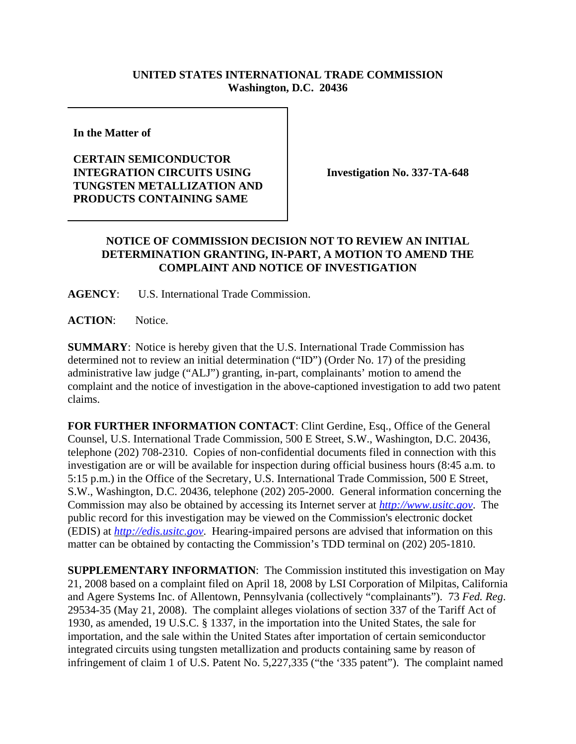**UNITED STATES INTERNATIONAL TRADE COMMISSION**
**Washington, D.C. 20436**

**In the Matter of**

**CERTAIN SEMICONDUCTOR INTEGRATION CIRCUITS USING TUNGSTEN METALLIZATION AND PRODUCTS CONTAINING SAME**

**Investigation No. 337-TA-648**

## NOTICE OF COMMISSION DECISION NOT TO REVIEW AN INITIAL DETERMINATION GRANTING, IN-PART, A MOTION TO AMEND THE COMPLAINT AND NOTICE OF INVESTIGATION

**AGENCY**: U.S. International Trade Commission.

**ACTION**: Notice.

**SUMMARY**: Notice is hereby given that the U.S. International Trade Commission has determined not to review an initial determination ("ID") (Order No. 17) of the presiding administrative law judge ("ALJ") granting, in-part, complainants' motion to amend the complaint and the notice of investigation in the above-captioned investigation to add two patent claims.

**FOR FURTHER INFORMATION CONTACT**: Clint Gerdine, Esq., Office of the General Counsel, U.S. International Trade Commission, 500 E Street, S.W., Washington, D.C. 20436, telephone (202) 708-2310. Copies of non-confidential documents filed in connection with this investigation are or will be available for inspection during official business hours (8:45 a.m. to 5:15 p.m.) in the Office of the Secretary, U.S. International Trade Commission, 500 E Street, S.W., Washington, D.C. 20436, telephone (202) 205-2000. General information concerning the Commission may also be obtained by accessing its Internet server at *http://www.usitc.gov*. The public record for this investigation may be viewed on the Commission's electronic docket (EDIS) at *http://edis.usitc.gov*. Hearing-impaired persons are advised that information on this matter can be obtained by contacting the Commission's TDD terminal on (202) 205-1810.

**SUPPLEMENTARY INFORMATION**: The Commission instituted this investigation on May 21, 2008 based on a complaint filed on April 18, 2008 by LSI Corporation of Milpitas, California and Agere Systems Inc. of Allentown, Pennsylvania (collectively "complainants"). 73 *Fed. Reg.* 29534-35 (May 21, 2008). The complaint alleges violations of section 337 of the Tariff Act of 1930, as amended, 19 U.S.C. § 1337, in the importation into the United States, the sale for importation, and the sale within the United States after importation of certain semiconductor integrated circuits using tungsten metallization and products containing same by reason of infringement of claim 1 of U.S. Patent No. 5,227,335 ("the '335 patent"). The complaint named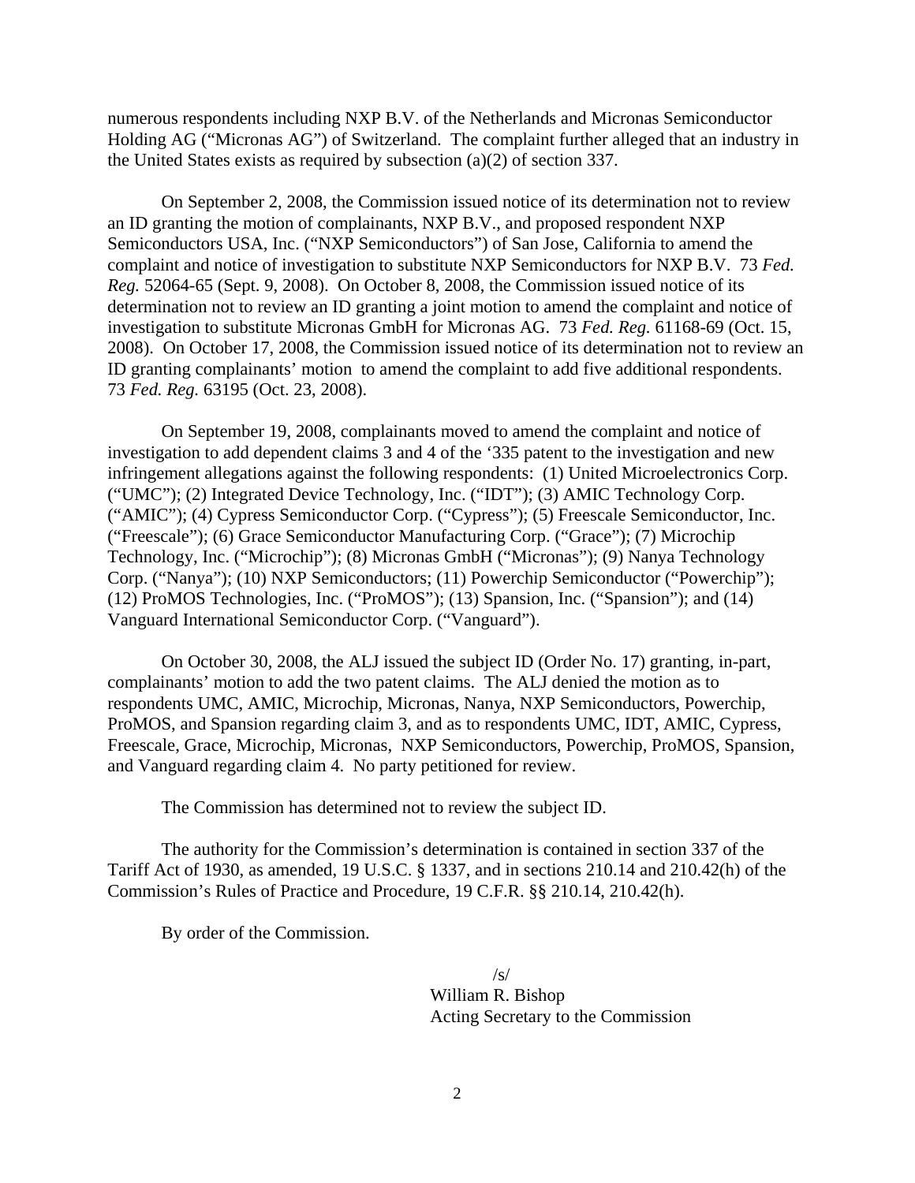numerous respondents including NXP B.V. of the Netherlands and Micronas Semiconductor Holding AG ("Micronas AG") of Switzerland. The complaint further alleged that an industry in the United States exists as required by subsection (a)(2) of section 337.

On September 2, 2008, the Commission issued notice of its determination not to review an ID granting the motion of complainants, NXP B.V., and proposed respondent NXP Semiconductors USA, Inc. ("NXP Semiconductors") of San Jose, California to amend the complaint and notice of investigation to substitute NXP Semiconductors for NXP B.V. 73 *Fed. Reg.* 52064-65 (Sept. 9, 2008). On October 8, 2008, the Commission issued notice of its determination not to review an ID granting a joint motion to amend the complaint and notice of investigation to substitute Micronas GmbH for Micronas AG. 73 *Fed. Reg.* 61168-69 (Oct. 15, 2008). On October 17, 2008, the Commission issued notice of its determination not to review an ID granting complainants' motion to amend the complaint to add five additional respondents. 73 *Fed. Reg.* 63195 (Oct. 23, 2008).

On September 19, 2008, complainants moved to amend the complaint and notice of investigation to add dependent claims 3 and 4 of the '335 patent to the investigation and new infringement allegations against the following respondents: (1) United Microelectronics Corp. ("UMC"); (2) Integrated Device Technology, Inc. ("IDT"); (3) AMIC Technology Corp. ("AMIC"); (4) Cypress Semiconductor Corp. ("Cypress"); (5) Freescale Semiconductor, Inc. ("Freescale"); (6) Grace Semiconductor Manufacturing Corp. ("Grace"); (7) Microchip Technology, Inc. ("Microchip"); (8) Micronas GmbH ("Micronas"); (9) Nanya Technology Corp. ("Nanya"); (10) NXP Semiconductors; (11) Powerchip Semiconductor ("Powerchip"); (12) ProMOS Technologies, Inc. ("ProMOS"); (13) Spansion, Inc. ("Spansion"); and (14) Vanguard International Semiconductor Corp. ("Vanguard").

On October 30, 2008, the ALJ issued the subject ID (Order No. 17) granting, in-part, complainants' motion to add the two patent claims. The ALJ denied the motion as to respondents UMC, AMIC, Microchip, Micronas, Nanya, NXP Semiconductors, Powerchip, ProMOS, and Spansion regarding claim 3, and as to respondents UMC, IDT, AMIC, Cypress, Freescale, Grace, Microchip, Micronas, NXP Semiconductors, Powerchip, ProMOS, Spansion, and Vanguard regarding claim 4. No party petitioned for review.

The Commission has determined not to review the subject ID.

The authority for the Commission's determination is contained in section 337 of the Tariff Act of 1930, as amended, 19 U.S.C. § 1337, and in sections 210.14 and 210.42(h) of the Commission's Rules of Practice and Procedure, 19 C.F.R. §§ 210.14, 210.42(h).

By order of the Commission.

/s/
William R. Bishop
Acting Secretary to the Commission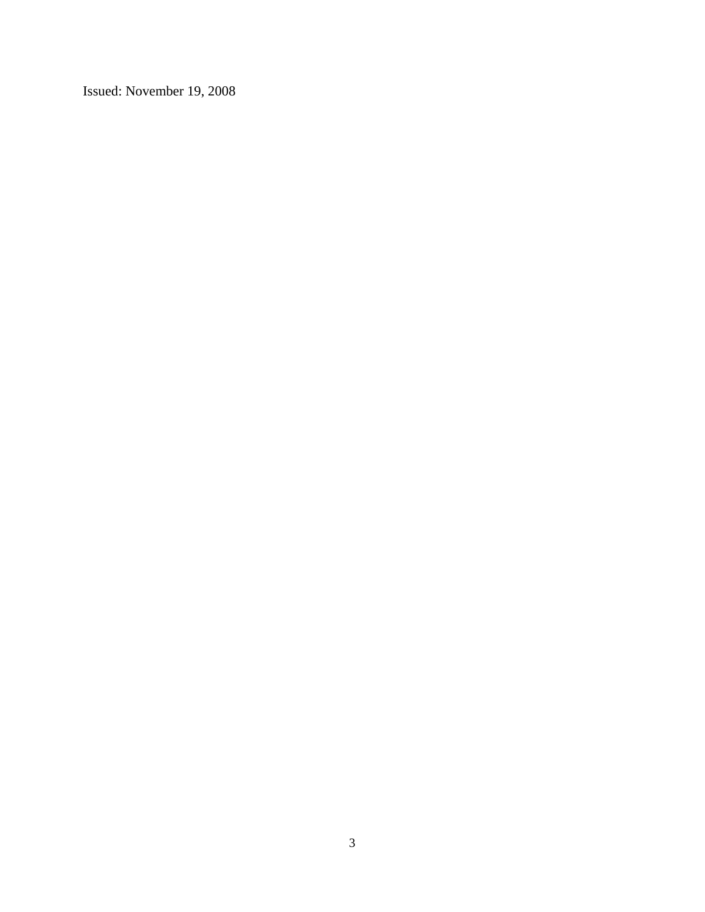Issued: November 19, 2008